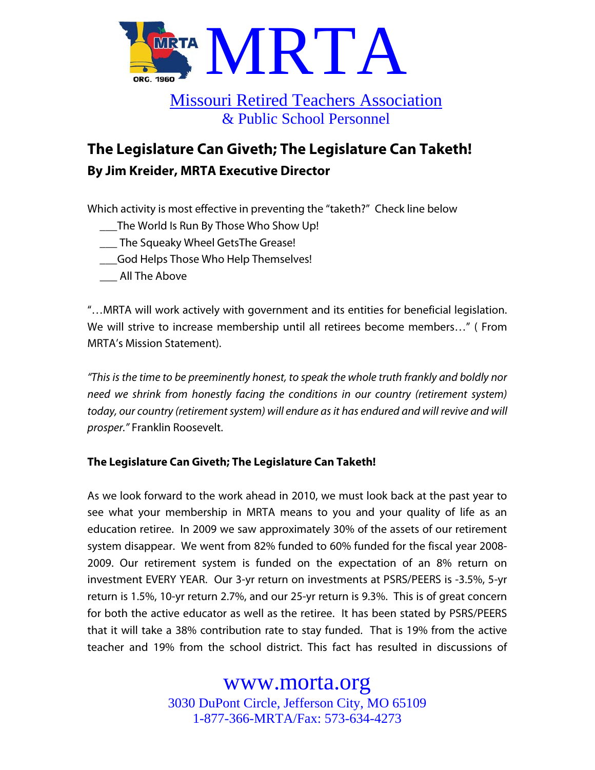# MRTA

Missouri Retired Teachers Association
& Public School Personnel

## The Legislature Can Giveth; The Legislature Can Taketh!

### By Jim Kreider, MRTA Executive Director

Which activity is most effective in preventing the "taketh?" Check line below

___The World Is Run By Those Who Show Up!
___ The Squeaky Wheel GetsThe Grease!
___God Helps Those Who Help Themselves!
___ All The Above

"…MRTA will work actively with government and its entities for beneficial legislation. We will strive to increase membership until all retirees become members…" ( From MRTA's Mission Statement).

*"This is the time to be preeminently honest, to speak the whole truth frankly and boldly nor need we shrink from honestly facing the conditions in our country (retirement system) today, our country (retirement system) will endure as it has endured and will revive and will prosper."* Franklin Roosevelt.

**The Legislature Can Giveth; The Legislature Can Taketh!**

As we look forward to the work ahead in 2010, we must look back at the past year to see what your membership in MRTA means to you and your quality of life as an education retiree. In 2009 we saw approximately 30% of the assets of our retirement system disappear. We went from 82% funded to 60% funded for the fiscal year 2008-2009. Our retirement system is funded on the expectation of an 8% return on investment EVERY YEAR. Our 3-yr return on investments at PSRS/PEERS is -3.5%, 5-yr return is 1.5%, 10-yr return 2.7%, and our 25-yr return is 9.3%. This is of great concern for both the active educator as well as the retiree. It has been stated by PSRS/PEERS that it will take a 38% contribution rate to stay funded. That is 19% from the active teacher and 19% from the school district. This fact has resulted in discussions of

www.morta.org
3030 DuPont Circle, Jefferson City, MO 65109
1-877-366-MRTA/Fax: 573-634-4273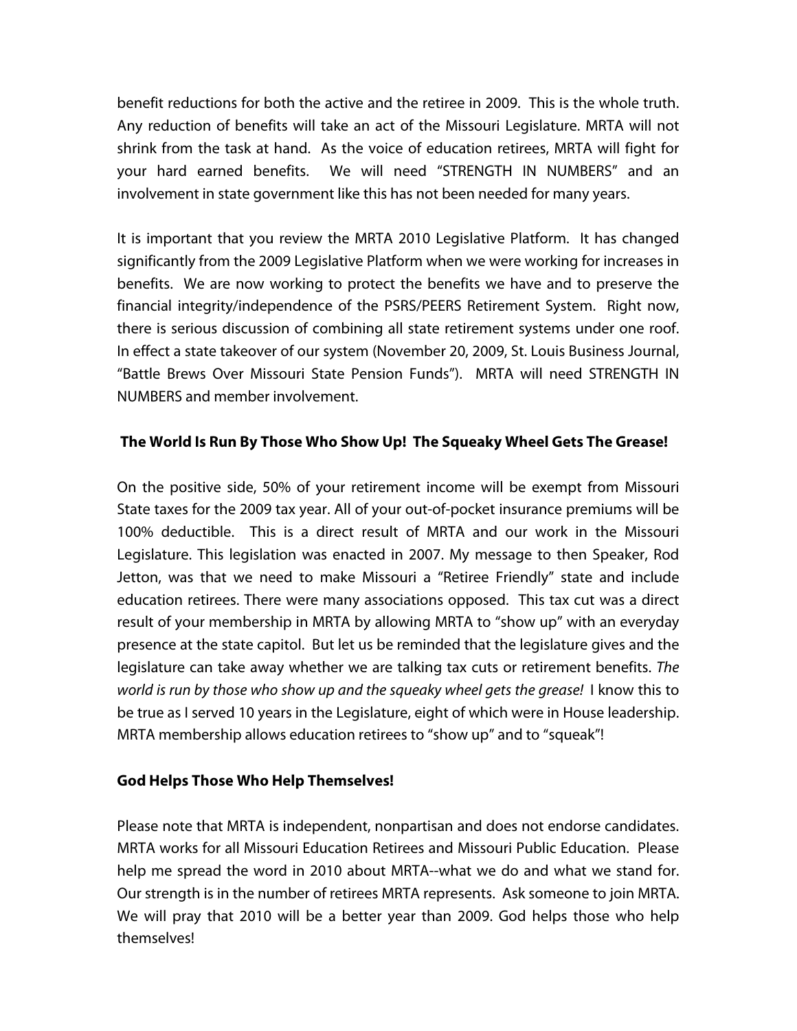benefit reductions for both the active and the retiree in 2009. This is the whole truth. Any reduction of benefits will take an act of the Missouri Legislature. MRTA will not shrink from the task at hand. As the voice of education retirees, MRTA will fight for your hard earned benefits. We will need "STRENGTH IN NUMBERS" and an involvement in state government like this has not been needed for many years.

It is important that you review the MRTA 2010 Legislative Platform. It has changed significantly from the 2009 Legislative Platform when we were working for increases in benefits. We are now working to protect the benefits we have and to preserve the financial integrity/independence of the PSRS/PEERS Retirement System. Right now, there is serious discussion of combining all state retirement systems under one roof. In effect a state takeover of our system (November 20, 2009, St. Louis Business Journal, "Battle Brews Over Missouri State Pension Funds"). MRTA will need STRENGTH IN NUMBERS and member involvement.

**The World Is Run By Those Who Show Up! The Squeaky Wheel Gets The Grease!**

On the positive side, 50% of your retirement income will be exempt from Missouri State taxes for the 2009 tax year. All of your out-of-pocket insurance premiums will be 100% deductible. This is a direct result of MRTA and our work in the Missouri Legislature. This legislation was enacted in 2007. My message to then Speaker, Rod Jetton, was that we need to make Missouri a "Retiree Friendly" state and include education retirees. There were many associations opposed. This tax cut was a direct result of your membership in MRTA by allowing MRTA to "show up" with an everyday presence at the state capitol. But let us be reminded that the legislature gives and the legislature can take away whether we are talking tax cuts or retirement benefits. *The world is run by those who show up and the squeaky wheel gets the grease!* I know this to be true as I served 10 years in the Legislature, eight of which were in House leadership. MRTA membership allows education retirees to "show up" and to "squeak"!

**God Helps Those Who Help Themselves!**

Please note that MRTA is independent, nonpartisan and does not endorse candidates. MRTA works for all Missouri Education Retirees and Missouri Public Education. Please help me spread the word in 2010 about MRTA--what we do and what we stand for. Our strength is in the number of retirees MRTA represents. Ask someone to join MRTA. We will pray that 2010 will be a better year than 2009. God helps those who help themselves!